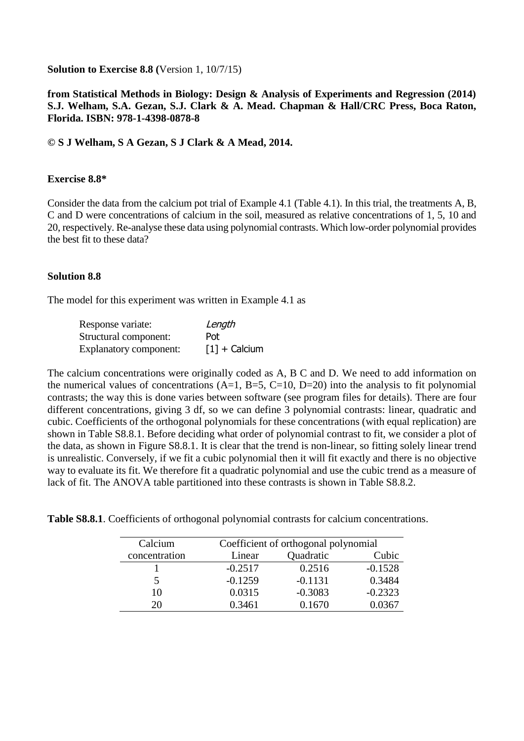**Solution to Exercise 8.8 (**Version 1, 10/7/15)

**from Statistical Methods in Biology: Design & Analysis of Experiments and Regression (2014) S.J. Welham, S.A. Gezan, S.J. Clark & A. Mead. Chapman & Hall/CRC Press, Boca Raton, Florida. ISBN: 978-1-4398-0878-8**

**© S J Welham, S A Gezan, S J Clark & A Mead, 2014.**

### Exercise 8.8*

Consider the data from the calcium pot trial of Example 4.1 (Table 4.1). In this trial, the treatments A, B, C and D were concentrations of calcium in the soil, measured as relative concentrations of 1, 5, 10 and 20, respectively. Re-analyse these data using polynomial contrasts. Which low-order polynomial provides the best fit to these data?

### Solution 8.8

The model for this experiment was written in Example 4.1 as

| | |
|---|---|
| Response variate: | *Length* |
| Structural component: | Pot |
| Explanatory component: | [1] + Calcium |

The calcium concentrations were originally coded as A, B C and D. We need to add information on the numerical values of concentrations (A=1, B=5, C=10, D=20) into the analysis to fit polynomial contrasts; the way this is done varies between software (see program files for details). There are four different concentrations, giving 3 df, so we can define 3 polynomial contrasts: linear, quadratic and cubic. Coefficients of the orthogonal polynomials for these concentrations (with equal replication) are shown in Table S8.8.1. Before deciding what order of polynomial contrast to fit, we consider a plot of the data, as shown in Figure S8.8.1. It is clear that the trend is non-linear, so fitting solely linear trend is unrealistic. Conversely, if we fit a cubic polynomial then it will fit exactly and there is no objective way to evaluate its fit. We therefore fit a quadratic polynomial and use the cubic trend as a measure of lack of fit. The ANOVA table partitioned into these contrasts is shown in Table S8.8.2.

**Table S8.8.1**. Coefficients of orthogonal polynomial contrasts for calcium concentrations.

| Calcium | Coefficient of orthogonal polynomial | | |
|---|---|---|---|
| concentration | Linear | Quadratic | Cubic |
| 1 | -0.2517 | 0.2516 | -0.1528 |
| 5 | -0.1259 | -0.1131 | 0.3484 |
| 10 | 0.0315 | -0.3083 | -0.2323 |
| 20 | 0.3461 | 0.1670 | 0.0367 |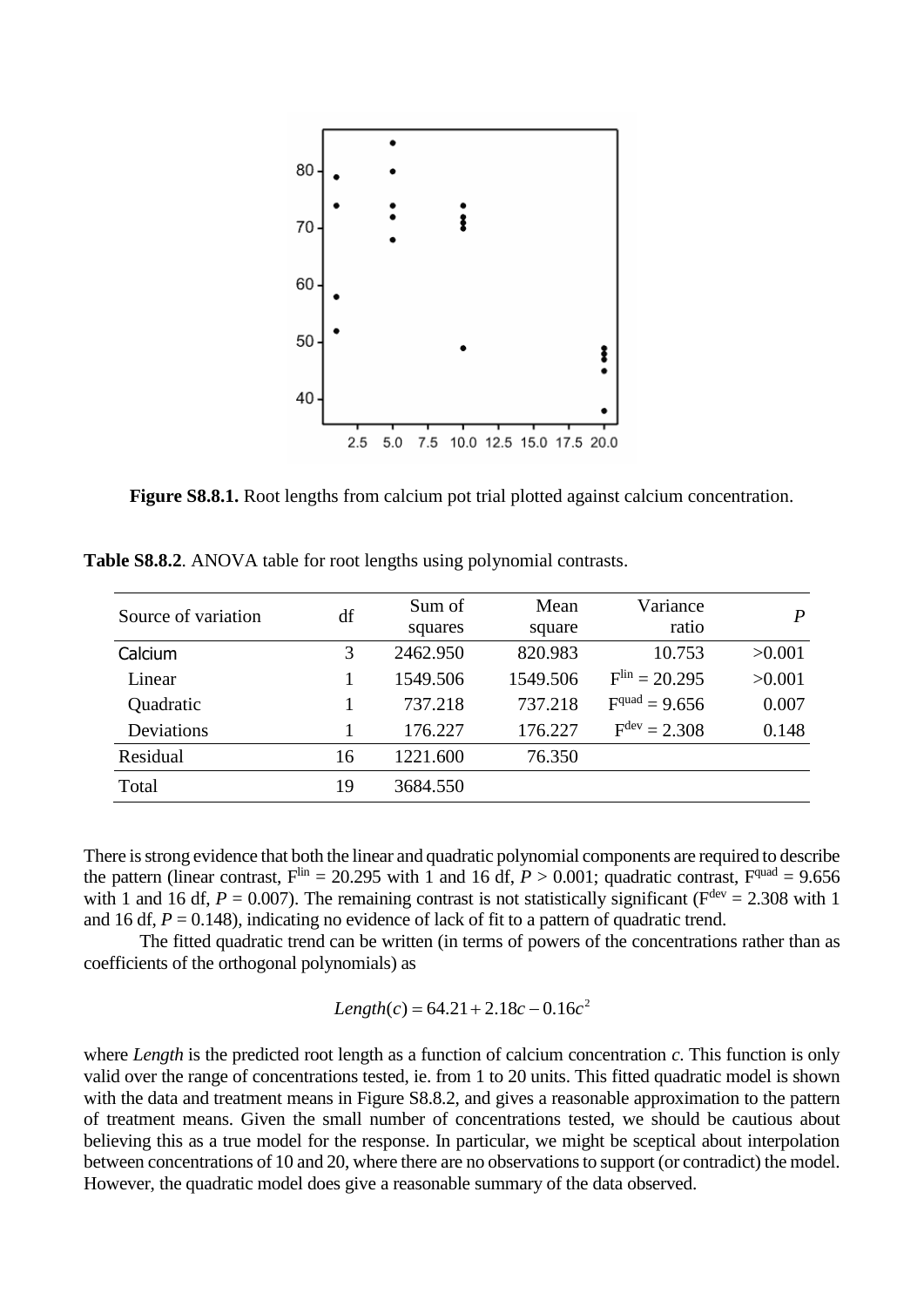**Figure S8.8.1.** Root lengths from calcium pot trial plotted against calcium concentration.

**Table S8.8.2**. ANOVA table for root lengths using polynomial contrasts.

| Source of variation | df | Sum of squares | Mean square | Variance ratio | $P$ |
|---|---|---|---|---|---|
| Calcium | 3 | 2462.950 | 820.983 | 10.753 | >0.001 |
| Linear | 1 | 1549.506 | 1549.506 | $F^{lin} = 20.295$ | >0.001 |
| Quadratic | 1 | 737.218 | 737.218 | $F^{quad} = 9.656$ | 0.007 |
| Deviations | 1 | 176.227 | 176.227 | $F^{dev} = 2.308$ | 0.148 |
| Residual | 16 | 1221.600 | 76.350 | | |
| Total | 19 | 3684.550 | | | |

There is strong evidence that both the linear and quadratic polynomial components are required to describe the pattern (linear contrast, $F^{lin} = 20.295$ with 1 and 16 df, $P > 0.001$; quadratic contrast, $F^{quad} = 9.656$ with 1 and 16 df, $P = 0.007$). The remaining contrast is not statistically significant ($F^{dev} = 2.308$ with 1 and 16 df, $P = 0.148$), indicating no evidence of lack of fit to a pattern of quadratic trend.

The fitted quadratic trend can be written (in terms of powers of the concentrations rather than as coefficients of the orthogonal polynomials) as

$$Length(c) = 64.21 + 2.18c - 0.16c^2$$

where *Length* is the predicted root length as a function of calcium concentration *c*. This function is only valid over the range of concentrations tested, ie. from 1 to 20 units. This fitted quadratic model is shown with the data and treatment means in Figure S8.8.2, and gives a reasonable approximation to the pattern of treatment means. Given the small number of concentrations tested, we should be cautious about believing this as a true model for the response. In particular, we might be sceptical about interpolation between concentrations of 10 and 20, where there are no observations to support (or contradict) the model. However, the quadratic model does give a reasonable summary of the data observed.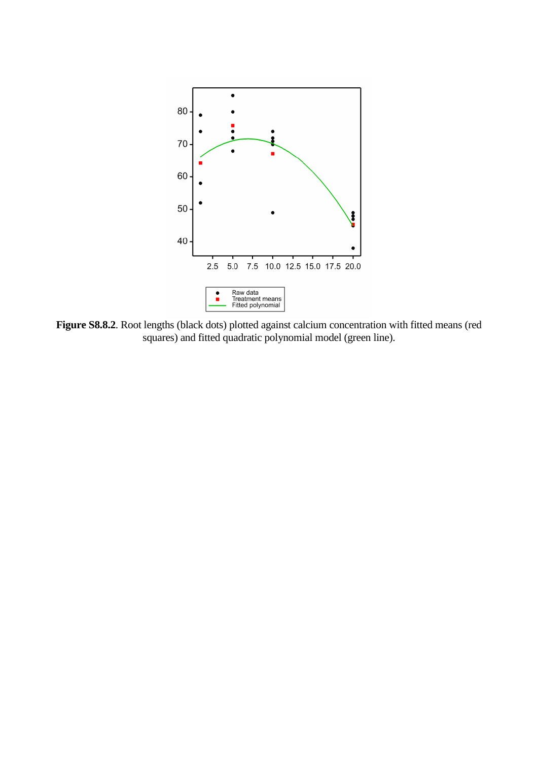80
70
60
50
40

2.5 5.0 7.5 10.0 12.5 15.0 17.5 20.0

Raw data
Treatment means
Fitted polynomial

**Figure S8.8.2**. Root lengths (black dots) plotted against calcium concentration with fitted means (red squares) and fitted quadratic polynomial model (green line).